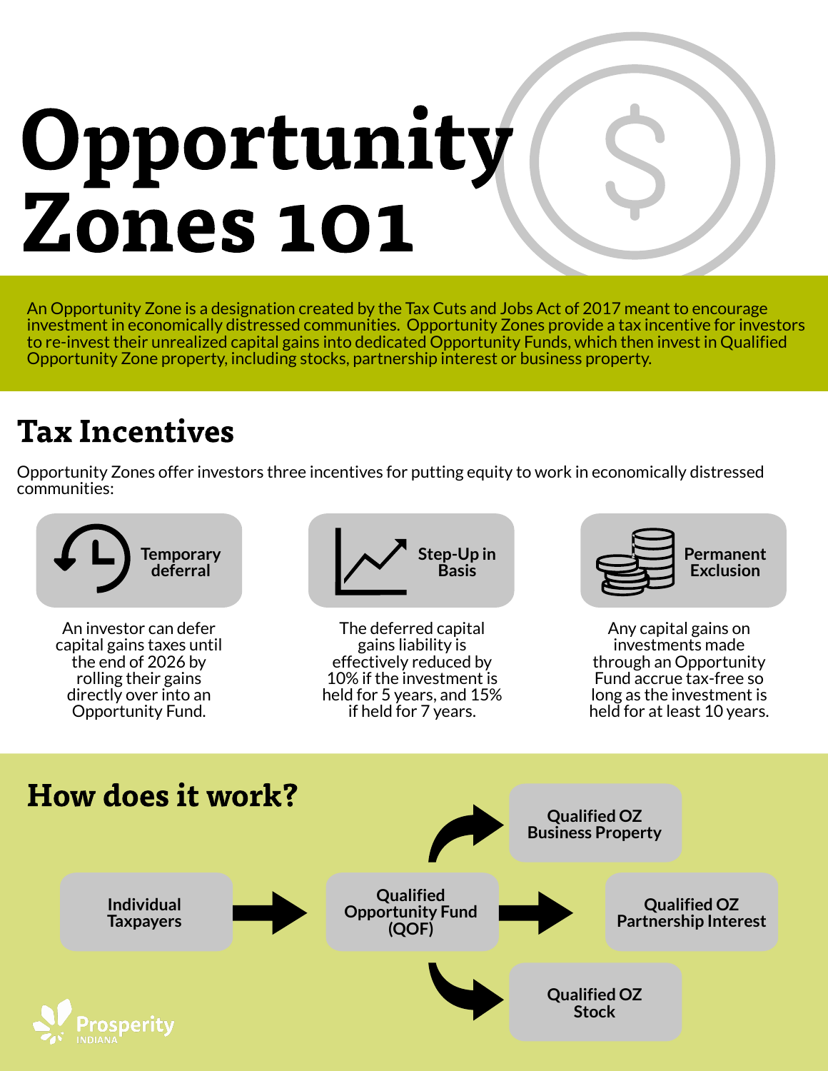# Opportunity Zones 101

An Opportunity Zone is a designation created by the Tax Cuts and Jobs Act of 2017 meant to encourage investment in economically distressed communities. Opportunity Zones provide a tax incentive for investors to re-invest their unrealized capital gains into dedicated Opportunity Funds, which then invest in Qualified Opportunity Zone property, including stocks, partnership interest or business property.

## Tax Incentives

Opportunity Zones offer investors three incentives for putting equity to work in economically distressed communities:

**Temporary deferral**

An investor can defer capital gains taxes until the end of 2026 by rolling their gains directly over into an Opportunity Fund.

**Step-Up in Basis**

The deferred capital gains liability is effectively reduced by 10% if the investment is held for 5 years, and 15% if held for 7 years.

**Permanent Exclusion**

Any capital gains on investments made through an Opportunity Fund accrue tax-free so long as the investment is held for at least 10 years.

## How does it work?

**Individual Taxpayers** → **Qualified Opportunity Fund (QOF)** → **Qualified OZ Business Property** / **Qualified OZ Partnership Interest** / **Qualified OZ Stock**

Prosperity INDIANA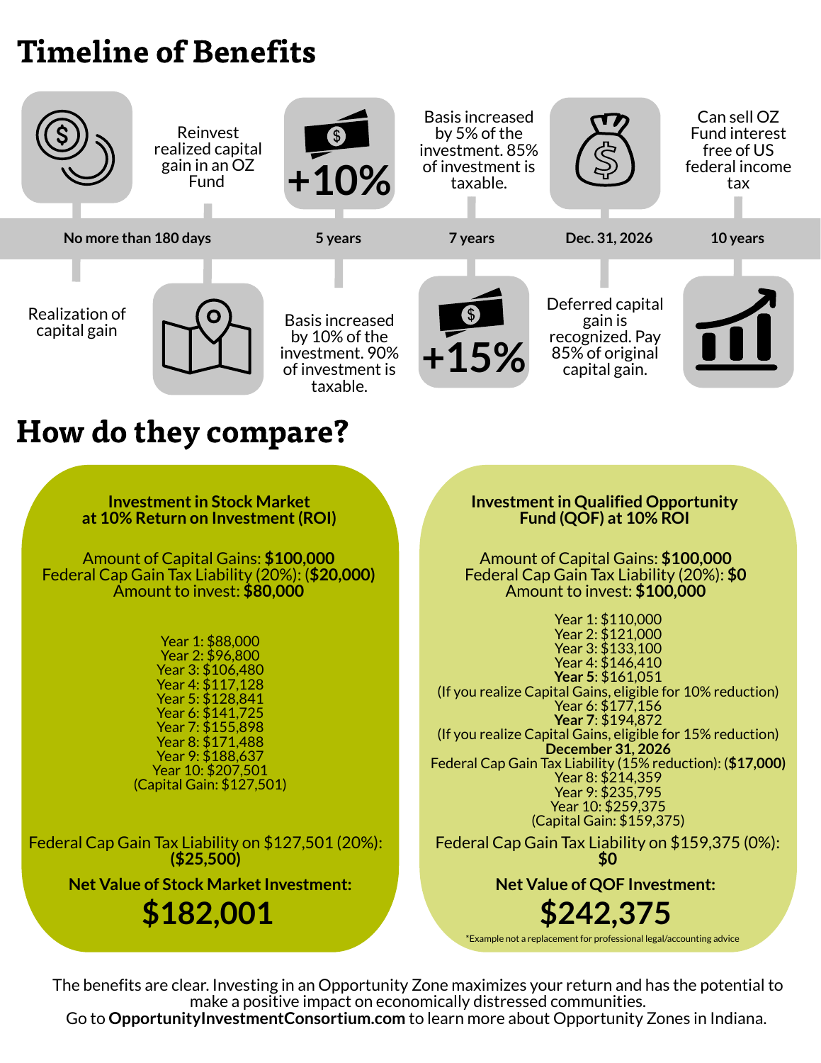# Timeline of Benefits

**No more than 180 days**

Realization of capital gain

Reinvest realized capital gain in an OZ Fund

**5 years**

+10%

Basis increased by 10% of the investment. 90% of investment is taxable.

**7 years**

Basis increased by 5% of the investment. 85% of investment is taxable.

+15%

**Dec. 31, 2026**

Deferred capital gain is recognized. Pay 85% of original capital gain.

**10 years**

Can sell OZ Fund interest free of US federal income tax

# How do they compare?

**Investment in Stock Market at 10% Return on Investment (ROI)**

Amount of Capital Gains: **$100,000**
Federal Cap Gain Tax Liability (20%): **($20,000)**
Amount to invest: **$80,000**

Year 1: $88,000
Year 2: $96,800
Year 3: $106,480
Year 4: $117,128
Year 5: $128,841
Year 6: $141,725
Year 7: $155,898
Year 8: $171,488
Year 9: $188,637
Year 10: $207,501
(Capital Gain: $127,501)

Federal Cap Gain Tax Liability on $127,501 (20%): **($25,500)**

**Net Value of Stock Market Investment:**

**$182,001**

**Investment in Qualified Opportunity Fund (QOF) at 10% ROI**

Amount of Capital Gains: **$100,000**
Federal Cap Gain Tax Liability (20%): **$0**
Amount to invest: **$100,000**

Year 1: $110,000
Year 2: $121,000
Year 3: $133,100
Year 4: $146,410
**Year 5**: $161,051
(If you realize Capital Gains, eligible for 10% reduction)
Year 6: $177,156
**Year 7**: $194,872
(If you realize Capital Gains, eligible for 15% reduction)
**December 31, 2026**
Federal Cap Gain Tax Liability (15% reduction): (**$17,000)**
Year 8: $214,359
Year 9: $235,795
Year 10: $259,375
(Capital Gain: $159,375)

Federal Cap Gain Tax Liability on $159,375 (0%): **$0**

**Net Value of QOF Investment:**

**$242,375**

*Example not a replacement for professional legal/accounting advice

The benefits are clear. Investing in an Opportunity Zone maximizes your return and has the potential to make a positive impact on economically distressed communities.
Go to **OpportunityInvestmentConsortium.com** to learn more about Opportunity Zones in Indiana.